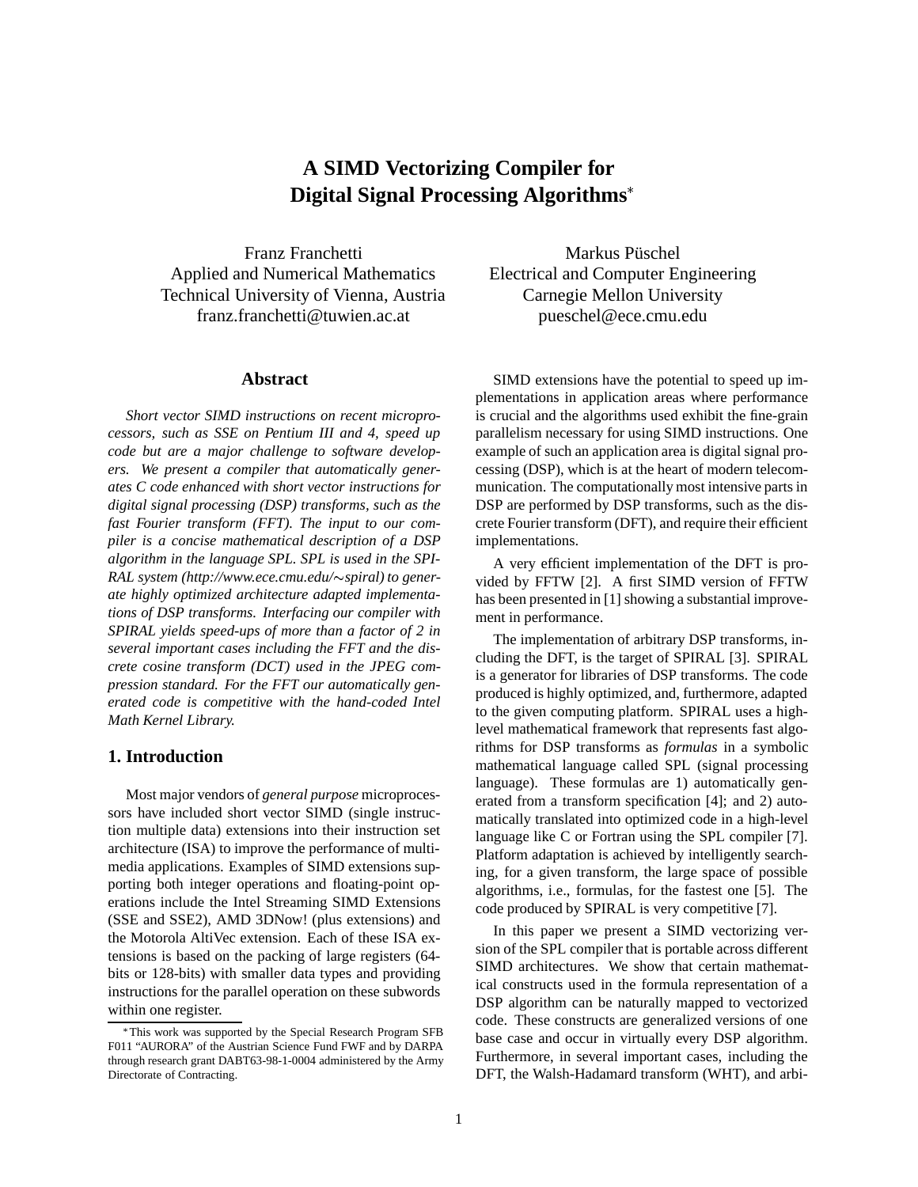# A SIMD Vectorizing Compiler for Digital Signal Processing Algorithms*

Franz Franchetti
Applied and Numerical Mathematics
Technical University of Vienna, Austria
franz.franchetti@tuwien.ac.at

Markus Püschel
Electrical and Computer Engineering
Carnegie Mellon University
pueschel@ece.cmu.edu

## Abstract

*Short vector SIMD instructions on recent microprocessors, such as SSE on Pentium III and 4, speed up code but are a major challenge to software developers. We present a compiler that automatically generates C code enhanced with short vector instructions for digital signal processing (DSP) transforms, such as the fast Fourier transform (FFT). The input to our compiler is a concise mathematical description of a DSP algorithm in the language SPL. SPL is used in the SPIRAL system (http://www.ece.cmu.edu/∼spiral) to generate highly optimized architecture adapted implementations of DSP transforms. Interfacing our compiler with SPIRAL yields speed-ups of more than a factor of 2 in several important cases including the FFT and the discrete cosine transform (DCT) used in the JPEG compression standard. For the FFT our automatically generated code is competitive with the hand-coded Intel Math Kernel Library.*

## 1. Introduction

Most major vendors of *general purpose* microprocessors have included short vector SIMD (single instruction multiple data) extensions into their instruction set architecture (ISA) to improve the performance of multimedia applications. Examples of SIMD extensions supporting both integer operations and floating-point operations include the Intel Streaming SIMD Extensions (SSE and SSE2), AMD 3DNow! (plus extensions) and the Motorola AltiVec extension. Each of these ISA extensions is based on the packing of large registers (64-bits or 128-bits) with smaller data types and providing instructions for the parallel operation on these subwords within one register.

SIMD extensions have the potential to speed up implementations in application areas where performance is crucial and the algorithms used exhibit the fine-grain parallelism necessary for using SIMD instructions. One example of such an application area is digital signal processing (DSP), which is at the heart of modern telecommunication. The computationally most intensive parts in DSP are performed by DSP transforms, such as the discrete Fourier transform (DFT), and require their efficient implementations.

A very efficient implementation of the DFT is provided by FFTW [2]. A first SIMD version of FFTW has been presented in [1] showing a substantial improvement in performance.

The implementation of arbitrary DSP transforms, including the DFT, is the target of SPIRAL [3]. SPIRAL is a generator for libraries of DSP transforms. The code produced is highly optimized, and, furthermore, adapted to the given computing platform. SPIRAL uses a high-level mathematical framework that represents fast algorithms for DSP transforms as *formulas* in a symbolic mathematical language called SPL (signal processing language). These formulas are 1) automatically generated from a transform specification [4]; and 2) automatically translated into optimized code in a high-level language like C or Fortran using the SPL compiler [7]. Platform adaptation is achieved by intelligently searching, for a given transform, the large space of possible algorithms, i.e., formulas, for the fastest one [5]. The code produced by SPIRAL is very competitive [7].

In this paper we present a SIMD vectorizing version of the SPL compiler that is portable across different SIMD architectures. We show that certain mathematical constructs used in the formula representation of a DSP algorithm can be naturally mapped to vectorized code. These constructs are generalized versions of one base case and occur in virtually every DSP algorithm. Furthermore, in several important cases, including the DFT, the Walsh-Hadamard transform (WHT), and arbi-

*This work was supported by the Special Research Program SFB F011 "AURORA" of the Austrian Science Fund FWF and by DARPA through research grant DABT63-98-1-0004 administered by the Army Directorate of Contracting.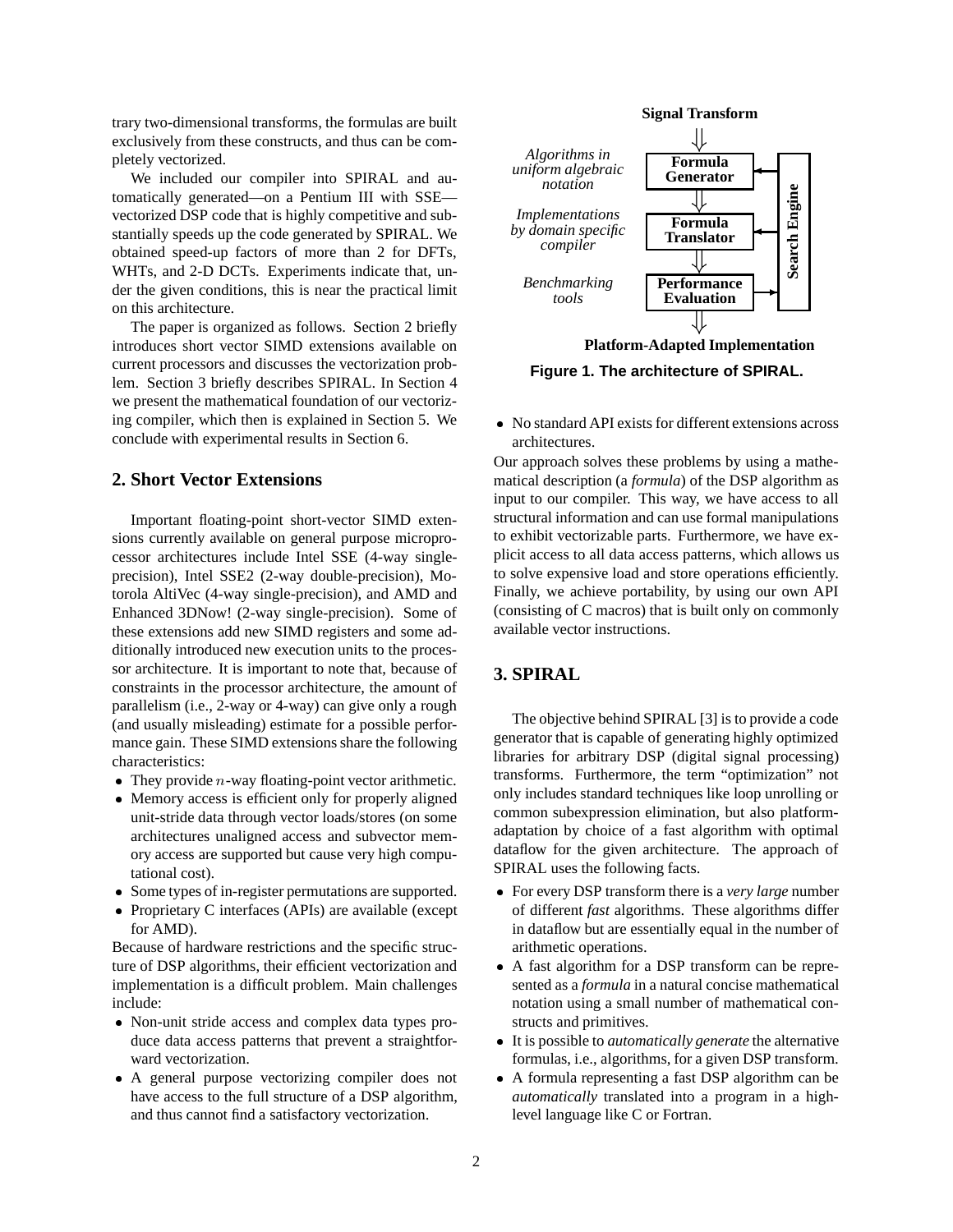trary two-dimensional transforms, the formulas are built exclusively from these constructs, and thus can be completely vectorized.

We included our compiler into SPIRAL and automatically generated—on a Pentium III with SSE—vectorized DSP code that is highly competitive and substantially speeds up the code generated by SPIRAL. We obtained speed-up factors of more than 2 for DFTs, WHTs, and 2-D DCTs. Experiments indicate that, under the given conditions, this is near the practical limit on this architecture.

The paper is organized as follows. Section 2 briefly introduces short vector SIMD extensions available on current processors and discusses the vectorization problem. Section 3 briefly describes SPIRAL. In Section 4 we present the mathematical foundation of our vectorizing compiler, which then is explained in Section 5. We conclude with experimental results in Section 6.

## 2. Short Vector Extensions

Important floating-point short-vector SIMD extensions currently available on general purpose microprocessor architectures include Intel SSE (4-way single-precision), Intel SSE2 (2-way double-precision), Motorola AltiVec (4-way single-precision), and AMD and Enhanced 3DNow! (2-way single-precision). Some of these extensions add new SIMD registers and some additionally introduced new execution units to the processor architecture. It is important to note that, because of constraints in the processor architecture, the amount of parallelism (i.e., 2-way or 4-way) can give only a rough (and usually misleading) estimate for a possible performance gain. These SIMD extensions share the following characteristics:

- They provide $n$-way floating-point vector arithmetic.
- Memory access is efficient only for properly aligned unit-stride data through vector loads/stores (on some architectures unaligned access and subvector memory access are supported but cause very high computational cost).
- Some types of in-register permutations are supported.
- Proprietary C interfaces (APIs) are available (except for AMD).

Because of hardware restrictions and the specific structure of DSP algorithms, their efficient vectorization and implementation is a difficult problem. Main challenges include:

- Non-unit stride access and complex data types produce data access patterns that prevent a straightforward vectorization.
- A general purpose vectorizing compiler does not have access to the full structure of a DSP algorithm, and thus cannot find a satisfactory vectorization.
- No standard API exists for different extensions across architectures.

Signal Transform → Formula Generator (*Algorithms in uniform algebraic notation*) → Formula Translator (*Implementations by domain specific compiler*) → Performance Evaluation (*Benchmarking tools*) → Platform-Adapted Implementation; Search Engine

**Figure 1. The architecture of SPIRAL.**

Our approach solves these problems by using a mathematical description (a *formula*) of the DSP algorithm as input to our compiler. This way, we have access to all structural information and can use formal manipulations to exhibit vectorizable parts. Furthermore, we have explicit access to all data access patterns, which allows us to solve expensive load and store operations efficiently. Finally, we achieve portability, by using our own API (consisting of C macros) that is built only on commonly available vector instructions.

## 3. SPIRAL

The objective behind SPIRAL [3] is to provide a code generator that is capable of generating highly optimized libraries for arbitrary DSP (digital signal processing) transforms. Furthermore, the term “optimization” not only includes standard techniques like loop unrolling or common subexpression elimination, but also platform-adaptation by choice of a fast algorithm with optimal dataflow for the given architecture. The approach of SPIRAL uses the following facts.

- For every DSP transform there is a *very large* number of different *fast* algorithms. These algorithms differ in dataflow but are essentially equal in the number of arithmetic operations.
- A fast algorithm for a DSP transform can be represented as a *formula* in a natural concise mathematical notation using a small number of mathematical constructs and primitives.
- It is possible to *automatically generate* the alternative formulas, i.e., algorithms, for a given DSP transform.
- A formula representing a fast DSP algorithm can be *automatically* translated into a program in a high-level language like C or Fortran.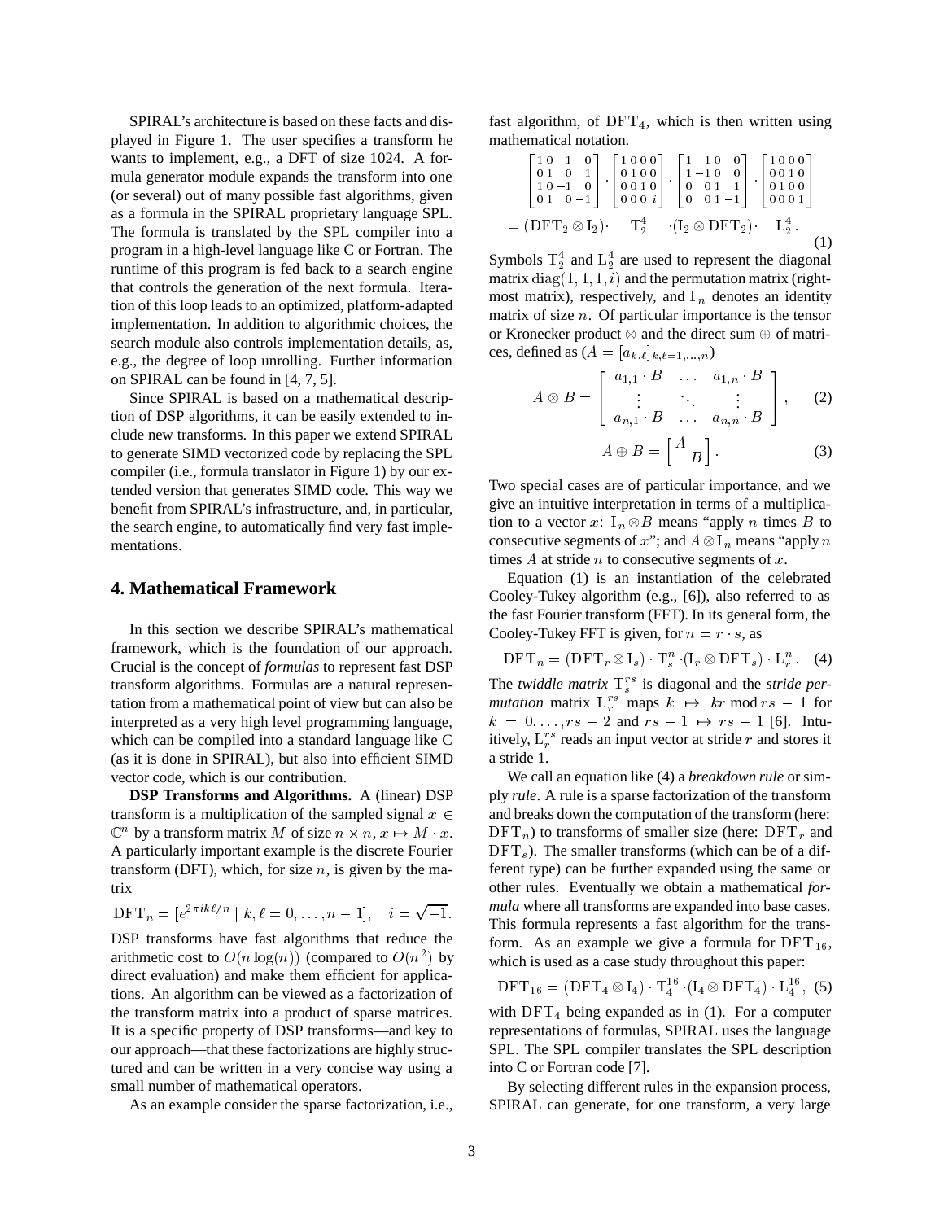SPIRAL's architecture is based on these facts and displayed in Figure 1. The user specifies a transform he wants to implement, e.g., a DFT of size 1024. A formula generator module expands the transform into one (or several) out of many possible fast algorithms, given as a formula in the SPIRAL proprietary language SPL. The formula is translated by the SPL compiler into a program in a high-level language like C or Fortran. The runtime of this program is fed back to a search engine that controls the generation of the next formula. Iteration of this loop leads to an optimized, platform-adapted implementation. In addition to algorithmic choices, the search module also controls implementation details, as, e.g., the degree of loop unrolling. Further information on SPIRAL can be found in [4, 7, 5].

Since SPIRAL is based on a mathematical description of DSP algorithms, it can be easily extended to include new transforms. In this paper we extend SPIRAL to generate SIMD vectorized code by replacing the SPL compiler (i.e., formula translator in Figure 1) by our extended version that generates SIMD code. This way we benefit from SPIRAL's infrastructure, and, in particular, the search engine, to automatically find very fast implementations.

## 4. Mathematical Framework

In this section we describe SPIRAL's mathematical framework, which is the foundation of our approach. Crucial is the concept of *formulas* to represent fast DSP transform algorithms. Formulas are a natural representation from a mathematical point of view but can also be interpreted as a very high level programming language, which can be compiled into a standard language like C (as it is done in SPIRAL), but also into efficient SIMD vector code, which is our contribution.

**DSP Transforms and Algorithms.** A (linear) DSP transform is a multiplication of the sampled signal $x \in \mathbb{C}^n$ by a transform matrix $M$ of size $n \times n$, $x \mapsto M \cdot x$. A particularly important example is the discrete Fourier transform (DFT), which, for size $n$, is given by the matrix

$$\mathrm{DFT}_n = [e^{2\pi i k\ell/n} \mid k, \ell = 0, \ldots, n-1], \quad i = \sqrt{-1}.$$

DSP transforms have fast algorithms that reduce the arithmetic cost to $O(n\log(n))$ (compared to $O(n^2)$ by direct evaluation) and make them efficient for applications. An algorithm can be viewed as a factorization of the transform matrix into a product of sparse matrices. It is a specific property of DSP transforms—and key to our approach—that these factorizations are highly structured and can be written in a very concise way using a small number of mathematical operators.

As an example consider the sparse factorization, i.e., fast algorithm, of $\mathrm{DFT}_4$, which is then written using mathematical notation.

$$\begin{aligned}
&\begin{bmatrix} 1 & 0 & 1 & 0 \\ 0 & 1 & 0 & 1 \\ 1 & 0 & -1 & 0 \\ 0 & 1 & 0 & -1 \end{bmatrix} \cdot \begin{bmatrix} 1 & 0 & 0 & 0 \\ 0 & 1 & 0 & 0 \\ 0 & 0 & 1 & 0 \\ 0 & 0 & 0 & i \end{bmatrix} \cdot \begin{bmatrix} 1 & 1 & 0 & 0 \\ 1 & -1 & 0 & 0 \\ 0 & 0 & 1 & 1 \\ 0 & 0 & 1 & -1 \end{bmatrix} \cdot \begin{bmatrix} 1 & 0 & 0 & 0 \\ 0 & 0 & 1 & 0 \\ 0 & 1 & 0 & 0 \\ 0 & 0 & 0 & 1 \end{bmatrix} \\
&= (\mathrm{DFT}_2 \otimes \mathrm{I}_2) \cdot \quad \mathrm{T}^4_2 \quad \cdot (\mathrm{I}_2 \otimes \mathrm{DFT}_2) \cdot \quad \mathrm{L}^4_2 .
\end{aligned} \tag{1}$$

Symbols $\mathrm{T}^4_2$ and $\mathrm{L}^4_2$ are used to represent the diagonal matrix $\mathrm{diag}(1, 1, 1, i)$ and the permutation matrix (rightmost matrix), respectively, and $\mathrm{I}_n$ denotes an identity matrix of size $n$. Of particular importance is the tensor or Kronecker product $\otimes$ and the direct sum $\oplus$ of matrices, defined as ($A = [a_{k,\ell}]_{k,\ell=1,\ldots,n}$)

$$A \otimes B = \begin{bmatrix} a_{1,1} \cdot B & \ldots & a_{1,n} \cdot B \\ \vdots & \ddots & \vdots \\ a_{n,1} \cdot B & \ldots & a_{n,n} \cdot B \end{bmatrix}, \tag{2}$$

$$A \oplus B = \begin{bmatrix} A & \\ & B \end{bmatrix}. \tag{3}$$

Two special cases are of particular importance, and we give an intuitive interpretation in terms of a multiplication to a vector $x$: $\mathrm{I}_n \otimes B$ means "apply $n$ times $B$ to consecutive segments of $x$"; and $A \otimes \mathrm{I}_n$ means "apply $n$ times $A$ at stride $n$ to consecutive segments of $x$.

Equation (1) is an instantiation of the celebrated Cooley-Tukey algorithm (e.g., [6]), also referred to as the fast Fourier transform (FFT). In its general form, the Cooley-Tukey FFT is given, for $n = r \cdot s$, as

$$\mathrm{DFT}_n = (\mathrm{DFT}_r \otimes \mathrm{I}_s) \cdot \mathrm{T}^n_s \cdot (\mathrm{I}_r \otimes \mathrm{DFT}_s) \cdot \mathrm{L}^n_r . \tag{4}$$

The *twiddle matrix* $\mathrm{T}^{rs}_s$ is diagonal and the *stride permutation* matrix $\mathrm{L}^{rs}_r$ maps $k \mapsto kr \bmod rs - 1$ for $k = 0, \ldots, rs - 2$ and $rs - 1 \mapsto rs - 1$ [6]. Intuitively, $\mathrm{L}^{rs}_r$ reads an input vector at stride $r$ and stores it a stride 1.

We call an equation like (4) a *breakdown rule* or simply *rule*. A rule is a sparse factorization of the transform and breaks down the computation of the transform (here: $\mathrm{DFT}_n$) to transforms of smaller size (here: $\mathrm{DFT}_r$ and $\mathrm{DFT}_s$). The smaller transforms (which can be of a different type) can be further expanded using the same or other rules. Eventually we obtain a mathematical *formula* where all transforms are expanded into base cases. This formula represents a fast algorithm for the transform. As an example we give a formula for $\mathrm{DFT}_{16}$, which is used as a case study throughout this paper:

$$\mathrm{DFT}_{16} = (\mathrm{DFT}_4 \otimes \mathrm{I}_4) \cdot \mathrm{T}^{16}_4 \cdot (\mathrm{I}_4 \otimes \mathrm{DFT}_4) \cdot \mathrm{L}^{16}_4 , \tag{5}$$

with $\mathrm{DFT}_4$ being expanded as in (1). For a computer representations of formulas, SPIRAL uses the language SPL. The SPL compiler translates the SPL description into C or Fortran code [7].

By selecting different rules in the expansion process, SPIRAL can generate, for one transform, a very large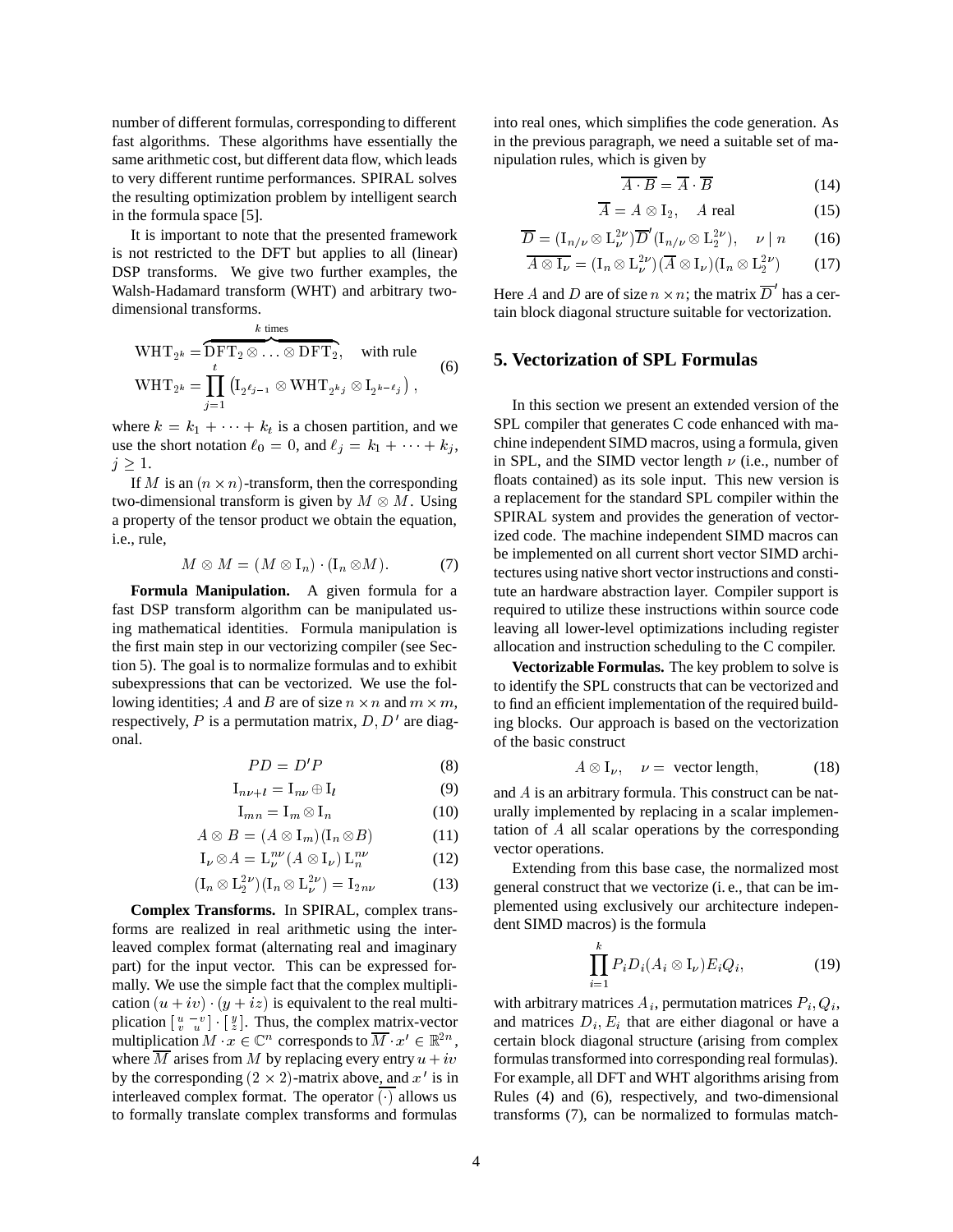number of different formulas, corresponding to different fast algorithms. These algorithms have essentially the same arithmetic cost, but different data flow, which leads to very different runtime performances. SPIRAL solves the resulting optimization problem by intelligent search in the formula space [5].

It is important to note that the presented framework is not restricted to the DFT but applies to all (linear) DSP transforms. We give two further examples, the Walsh-Hadamard transform (WHT) and arbitrary two-dimensional transforms.

$$
\begin{aligned}
\mathrm{WHT}_{2^k} &= \overbrace{\mathrm{DFT}_2 \otimes \ldots \otimes \mathrm{DFT}_2}^{k \text{ times}}, \quad \text{with rule} \\
\mathrm{WHT}_{2^k} &= \prod_{j=1}^{t} \left( \mathrm{I}_{2^{\ell_{j-1}}} \otimes \mathrm{WHT}_{2^{k_j}} \otimes \mathrm{I}_{2^{k-\ell_j}} \right),
\end{aligned} \tag{6}
$$

where $k = k_1 + \cdots + k_t$ is a chosen partition, and we use the short notation $\ell_0 = 0$, and $\ell_j = k_1 + \cdots + k_j$, $j \geq 1$.

If $M$ is an $(n \times n)$-transform, then the corresponding two-dimensional transform is given by $M \otimes M$. Using a property of the tensor product we obtain the equation, i.e., rule,

$$
M \otimes M = (M \otimes \mathrm{I}_n) \cdot (\mathrm{I}_n \otimes M). \tag{7}
$$

**Formula Manipulation.** A given formula for a fast DSP transform algorithm can be manipulated using mathematical identities. Formula manipulation is the first main step in our vectorizing compiler (see Section 5). The goal is to normalize formulas and to exhibit subexpressions that can be vectorized. We use the following identities; $A$ and $B$ are of size $n \times n$ and $m \times m$, respectively, $P$ is a permutation matrix, $D, D'$ are diagonal.

$$
PD = D'P \tag{8}
$$

$$
\mathrm{I}_{n\nu+l} = \mathrm{I}_{n\nu} \oplus \mathrm{I}_l \tag{9}
$$

$$
\mathrm{I}_{mn} = \mathrm{I}_m \otimes \mathrm{I}_n \tag{10}
$$

$$
A \otimes B = (A \otimes \mathrm{I}_m)(\mathrm{I}_n \otimes B) \tag{11}
$$

$$
\mathrm{I}_\nu \otimes A = \mathrm{L}_\nu^{n\nu} (A \otimes \mathrm{I}_\nu)\, \mathrm{L}_n^{n\nu} \tag{12}
$$

$$
(\mathrm{I}_n \otimes \mathrm{L}_2^{2\nu})(\mathrm{I}_n \otimes \mathrm{L}_\nu^{2\nu}) = \mathrm{I}_{2n\nu} \tag{13}
$$

**Complex Transforms.** In SPIRAL, complex transforms are realized in real arithmetic using the interleaved complex format (alternating real and imaginary part) for the input vector. This can be expressed formally. We use the simple fact that the complex multiplication $(u + iv) \cdot (y + iz)$ is equivalent to the real multiplication $\left[\begin{smallmatrix} u & -v \\ v & u \end{smallmatrix}\right] \cdot \left[\begin{smallmatrix} y \\ z \end{smallmatrix}\right]$. Thus, the complex matrix-vector multiplication $M \cdot x \in \mathbb{C}^n$ corresponds to $\overline{M} \cdot x' \in \mathbb{R}^{2n}$, where $\overline{M}$ arises from $M$ by replacing every entry $u + iv$ by the corresponding $(2 \times 2)$-matrix above, and $x'$ is in interleaved complex format. The operator $\overline{(\cdot)}$ allows us to formally translate complex transforms and formulas into real ones, which simplifies the code generation. As in the previous paragraph, we need a suitable set of manipulation rules, which is given by

$$
\overline{A \cdot B} = \overline{A} \cdot \overline{B} \tag{14}
$$

$$
\overline{A} = A \otimes \mathrm{I}_2, \quad A \text{ real} \tag{15}
$$

$$
\overline{D} = (\mathrm{I}_{n/\nu} \otimes \mathrm{L}_\nu^{2\nu}) \overline{D}' (\mathrm{I}_{n/\nu} \otimes \mathrm{L}_2^{2\nu}), \quad \nu \mid n \tag{16}
$$

$$
\overline{A \otimes \mathrm{I}_\nu} = (\mathrm{I}_n \otimes \mathrm{L}_\nu^{2\nu})(\overline{A} \otimes \mathrm{I}_\nu)(\mathrm{I}_n \otimes \mathrm{L}_2^{2\nu}) \tag{17}
$$

Here $A$ and $D$ are of size $n \times n$; the matrix $\overline{D}'$ has a certain block diagonal structure suitable for vectorization.

## 5. Vectorization of SPL Formulas

In this section we present an extended version of the SPL compiler that generates C code enhanced with machine independent SIMD macros, using a formula, given in SPL, and the SIMD vector length $\nu$ (i.e., number of floats contained) as its sole input. This new version is a replacement for the standard SPL compiler within the SPIRAL system and provides the generation of vectorized code. The machine independent SIMD macros can be implemented on all current short vector SIMD architectures using native short vector instructions and constitute an hardware abstraction layer. Compiler support is required to utilize these instructions within source code leaving all lower-level optimizations including register allocation and instruction scheduling to the C compiler.

**Vectorizable Formulas.** The key problem to solve is to identify the SPL constructs that can be vectorized and to find an efficient implementation of the required building blocks. Our approach is based on the vectorization of the basic construct

$$
A \otimes \mathrm{I}_\nu, \quad \nu = \text{ vector length}, \tag{18}
$$

and $A$ is an arbitrary formula. This construct can be naturally implemented by replacing in a scalar implementation of $A$ all scalar operations by the corresponding vector operations.

Extending from this base case, the normalized most general construct that we vectorize (i. e., that can be implemented using exclusively our architecture independent SIMD macros) is the formula

$$
\prod_{i=1}^{k} P_i D_i (A_i \otimes \mathrm{I}_\nu) E_i Q_i, \tag{19}
$$

with arbitrary matrices $A_i$, permutation matrices $P_i, Q_i$, and matrices $D_i, E_i$ that are either diagonal or have a certain block diagonal structure (arising from complex formulas transformed into corresponding real formulas). For example, all DFT and WHT algorithms arising from Rules (4) and (6), respectively, and two-dimensional transforms (7), can be normalized to formulas match-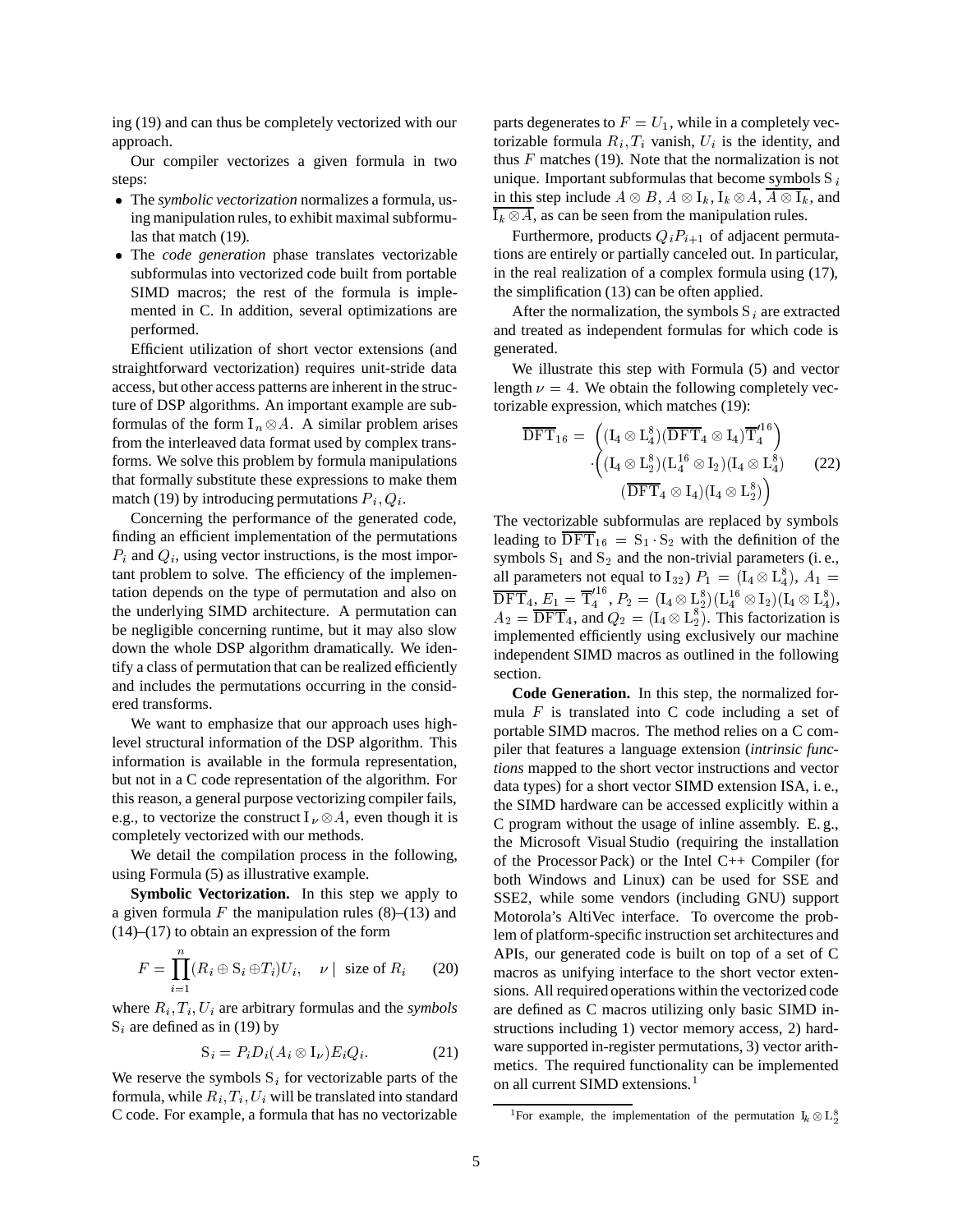ing (19) and can thus be completely vectorized with our approach.

Our compiler vectorizes a given formula in two steps:

- The *symbolic vectorization* normalizes a formula, using manipulation rules, to exhibit maximal subformulas that match (19).
- The *code generation* phase translates vectorizable subformulas into vectorized code built from portable SIMD macros; the rest of the formula is implemented in C. In addition, several optimizations are performed.

Efficient utilization of short vector extensions (and straightforward vectorization) requires unit-stride data access, but other access patterns are inherent in the structure of DSP algorithms. An important example are subformulas of the form $\mathrm{I}_n \otimes A$. A similar problem arises from the interleaved data format used by complex transforms. We solve this problem by formula manipulations that formally substitute these expressions to make them match (19) by introducing permutations $P_i, Q_i$.

Concerning the performance of the generated code, finding an efficient implementation of the permutations $P_i$ and $Q_i$, using vector instructions, is the most important problem to solve. The efficiency of the implementation depends on the type of permutation and also on the underlying SIMD architecture. A permutation can be negligible concerning runtime, but it may also slow down the whole DSP algorithm dramatically. We identify a class of permutation that can be realized efficiently and includes the permutations occurring in the considered transforms.

We want to emphasize that our approach uses high-level structural information of the DSP algorithm. This information is available in the formula representation, but not in a C code representation of the algorithm. For this reason, a general purpose vectorizing compiler fails, e.g., to vectorize the construct $\mathrm{I}_\nu \otimes A$, even though it is completely vectorized with our methods.

We detail the compilation process in the following, using Formula (5) as illustrative example.

**Symbolic Vectorization.** In this step we apply to a given formula $F$ the manipulation rules (8)–(13) and (14)–(17) to obtain an expression of the form

$$F = \prod_{i=1}^{n} (R_i \oplus \mathrm{S}_i \oplus T_i) U_i, \quad \nu \mid \text{ size of } R_i \qquad (20)$$

where $R_i, T_i, U_i$ are arbitrary formulas and the *symbols* $\mathrm{S}_i$ are defined as in (19) by

$$\mathrm{S}_i = P_i D_i (A_i \otimes \mathrm{I}_\nu) E_i Q_i. \qquad (21)$$

We reserve the symbols $\mathrm{S}_i$ for vectorizable parts of the formula, while $R_i, T_i, U_i$ will be translated into standard C code. For example, a formula that has no vectorizable parts degenerates to $F = U_1$, while in a completely vectorizable formula $R_i, T_i$ vanish, $U_i$ is the identity, and thus $F$ matches (19). Note that the normalization is not unique. Important subformulas that become symbols $\mathrm{S}_i$ in this step include $A \otimes B$, $A \otimes \mathrm{I}_k$, $\mathrm{I}_k \otimes A$, $\overline{A \otimes \mathrm{I}_k}$, and $\overline{\mathrm{I}_k \otimes A}$, as can be seen from the manipulation rules.

Furthermore, products $Q_i P_{i+1}$ of adjacent permutations are entirely or partially canceled out. In particular, in the real realization of a complex formula using (17), the simplification (13) can be often applied.

After the normalization, the symbols $\mathrm{S}_i$ are extracted and treated as independent formulas for which code is generated.

We illustrate this step with Formula (5) and vector length $\nu = 4$. We obtain the following completely vectorizable expression, which matches (19):

$$\begin{aligned}\overline{\mathrm{DFT}}_{16} = &\left( (\mathrm{I}_4 \otimes \mathrm{L}_4^8)(\overline{\mathrm{DFT}}_4 \otimes \mathrm{I}_4)\overline{\mathrm{T}}_4'^{16} \right) \\ &\cdot \Big( (\mathrm{I}_4 \otimes \mathrm{L}_2^8)(\mathrm{L}_4^{16} \otimes \mathrm{I}_2)(\mathrm{I}_4 \otimes \mathrm{L}_4^8) \\ &\quad (\overline{\mathrm{DFT}}_4 \otimes \mathrm{I}_4)(\mathrm{I}_4 \otimes \mathrm{L}_2^8) \Big)\end{aligned} \qquad (22)$$

The vectorizable subformulas are replaced by symbols leading to $\overline{\mathrm{DFT}}_{16} = \mathrm{S}_1 \cdot \mathrm{S}_2$ with the definition of the symbols $\mathrm{S}_1$ and $\mathrm{S}_2$ and the non-trivial parameters (i. e., all parameters not equal to $\mathrm{I}_{32}$) $P_1 = (\mathrm{I}_4 \otimes \mathrm{L}_4^8)$, $A_1 = \overline{\mathrm{DFT}}_4$, $E_1 = \overline{\mathrm{T}}_4'^{16}$, $P_2 = (\mathrm{I}_4 \otimes \mathrm{L}_2^8)(\mathrm{L}_4^{16} \otimes \mathrm{I}_2)(\mathrm{I}_4 \otimes \mathrm{L}_4^8)$, $A_2 = \overline{\mathrm{DFT}}_4$, and $Q_2 = (\mathrm{I}_4 \otimes \mathrm{L}_2^8)$. This factorization is implemented efficiently using exclusively our machine independent SIMD macros as outlined in the following section.

**Code Generation.** In this step, the normalized formula $F$ is translated into C code including a set of portable SIMD macros. The method relies on a C compiler that features a language extension (*intrinsic functions* mapped to the short vector instructions and vector data types) for a short vector SIMD extension ISA, i. e., the SIMD hardware can be accessed explicitly within a C program without the usage of inline assembly. E. g., the Microsoft Visual Studio (requiring the installation of the Processor Pack) or the Intel C++ Compiler (for both Windows and Linux) can be used for SSE and SSE2, while some vendors (including GNU) support Motorola's AltiVec interface. To overcome the problem of platform-specific instruction set architectures and APIs, our generated code is built on top of a set of C macros as unifying interface to the short vector extensions. All required operations within the vectorized code are defined as C macros utilizing only basic SIMD instructions including 1) vector memory access, 2) hardware supported in-register permutations, 3) vector arithmetics. The required functionality can be implemented on all current SIMD extensions.[1]

[1]For example, the implementation of the permutation $\mathrm{I}_k \otimes \mathrm{L}_2^8$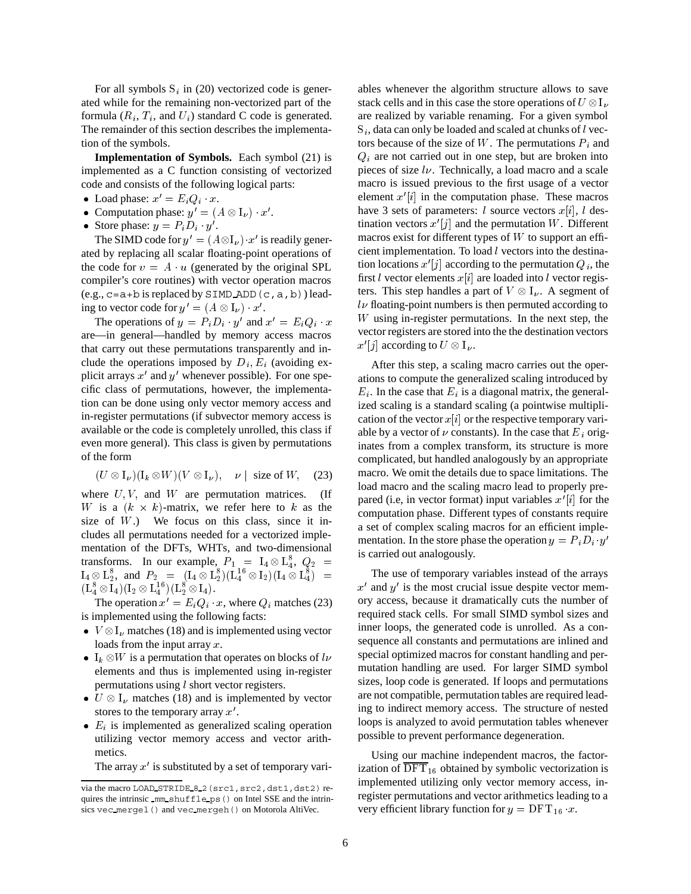For all symbols $S_i$ in (20) vectorized code is generated while for the remaining non-vectorized part of the formula ($R_i$, $T_i$, and $U_i$) standard C code is generated. The remainder of this section describes the implementation of the symbols.

**Implementation of Symbols.** Each symbol (21) is implemented as a C function consisting of vectorized code and consists of the following logical parts:

- Load phase: $x' = E_i Q_i \cdot x$.
- Computation phase: $y' = (A \otimes I_\nu) \cdot x'$.
- Store phase: $y = P_i D_i \cdot y'$.

The SIMD code for $y' = (A \otimes I_\nu) \cdot x'$ is readily generated by replacing all scalar floating-point operations of the code for $v = A \cdot u$ (generated by the original SPL compiler's core routines) with vector operation macros (e.g., `c=a+b` is replaced by `SIMD_ADD(c,a,b)`) leading to vector code for $y' = (A \otimes I_\nu) \cdot x'$.

The operations of $y = P_i D_i \cdot y'$ and $x' = E_i Q_i \cdot x$ are—in general—handled by memory access macros that carry out these permutations transparently and include the operations imposed by $D_i, E_i$ (avoiding explicit arrays $x'$ and $y'$ whenever possible). For one specific class of permutations, however, the implementation can be done using only vector memory access and in-register permutations (if subvector memory access is available or the code is completely unrolled, this class if even more general). This class is given by permutations of the form

$$(U \otimes I_\nu)(I_k \otimes W)(V \otimes I_\nu), \quad \nu \mid \text{ size of } W, \quad (23)$$

where $U, V$, and $W$ are permutation matrices. (If $W$ is a $(k \times k)$-matrix, we refer here to $k$ as the size of $W$.) We focus on this class, since it includes all permutations needed for a vectorized implementation of the DFTs, WHTs, and two-dimensional transforms. In our example, $P_1 = I_4 \otimes L^8_4$, $Q_2 = I_4 \otimes L^8_2$, and $P_2 = (I_4 \otimes L^8_2)(L^{16}_4 \otimes I_2)(I_4 \otimes L^8_4) = (L^8_4 \otimes I_4)(I_2 \otimes L^{16}_4)(L^8_2 \otimes I_4)$.

The operation $x' = E_i Q_i \cdot x$, where $Q_i$ matches (23) is implemented using the following facts:

- $V \otimes I_\nu$ matches (18) and is implemented using vector loads from the input array $x$.
- $I_k \otimes W$ is a permutation that operates on blocks of $l\nu$ elements and thus is implemented using in-register permutations using $l$ short vector registers.
- $U \otimes I_\nu$ matches (18) and is implemented by vector stores to the temporary array $x'$.
- $E_i$ is implemented as generalized scaling operation utilizing vector memory access and vector arithmetics.

The array $x'$ is substituted by a set of temporary variables whenever the algorithm structure allows to save stack cells and in this case the store operations of $U \otimes I_\nu$ are realized by variable renaming. For a given symbol $S_i$, data can only be loaded and scaled at chunks of $l$ vectors because of the size of $W$. The permutations $P_i$ and $Q_i$ are not carried out in one step, but are broken into pieces of size $l\nu$. Technically, a load macro and a scale macro is issued previous to the first usage of a vector element $x'[i]$ in the computation phase. These macros have 3 sets of parameters: $l$ source vectors $x[i]$, $l$ destination vectors $x'[j]$ and the permutation $W$. Different macros exist for different types of $W$ to support an efficient implementation. To load $l$ vectors into the destination locations $x'[j]$ according to the permutation $Q_i$, the first $l$ vector elements $x[i]$ are loaded into $l$ vector registers. This step handles a part of $V \otimes I_\nu$. A segment of $l\nu$ floating-point numbers is then permuted according to $W$ using in-register permutations. In the next step, the vector registers are stored into the the destination vectors $x'[j]$ according to $U \otimes I_\nu$.

After this step, a scaling macro carries out the operations to compute the generalized scaling introduced by $E_i$. In the case that $E_i$ is a diagonal matrix, the generalized scaling is a standard scaling (a pointwise multiplication of the vector $x[i]$ or the respective temporary variable by a vector of $\nu$ constants). In the case that $E_i$ originates from a complex transform, its structure is more complicated, but handled analogously by an appropriate macro. We omit the details due to space limitations. The load macro and the scaling macro lead to properly prepared (i.e, in vector format) input variables $x'[i]$ for the computation phase. Different types of constants require a set of complex scaling macros for an efficient implementation. In the store phase the operation $y = P_i D_i \cdot y'$ is carried out analogously.

The use of temporary variables instead of the arrays $x'$ and $y'$ is the most crucial issue despite vector memory access, because it dramatically cuts the number of required stack cells. For small SIMD symbol sizes and inner loops, the generated code is unrolled. As a consequence all constants and permutations are inlined and special optimized macros for constant handling and permutation handling are used. For larger SIMD symbol sizes, loop code is generated. If loops and permutations are not compatible, permutation tables are required leading to indirect memory access. The structure of nested loops is analyzed to avoid permutation tables whenever possible to prevent performance degeneration.

Using our machine independent macros, the factorization of $\overline{\text{DFT}}_{16}$ obtained by symbolic vectorization is implemented utilizing only vector memory access, in-register permutations and vector arithmetics leading to a very efficient library function for $y = \text{DFT}_{16} \cdot x$.

---

via the macro `LOAD_STRIDE_8_2(src1,src2,dst1,dst2)` requires the intrinsic `_mm_shuffle_ps()` on Intel SSE and the intrinsics `vec_mergel()` and `vec_mergeh()` on Motorola AltiVec.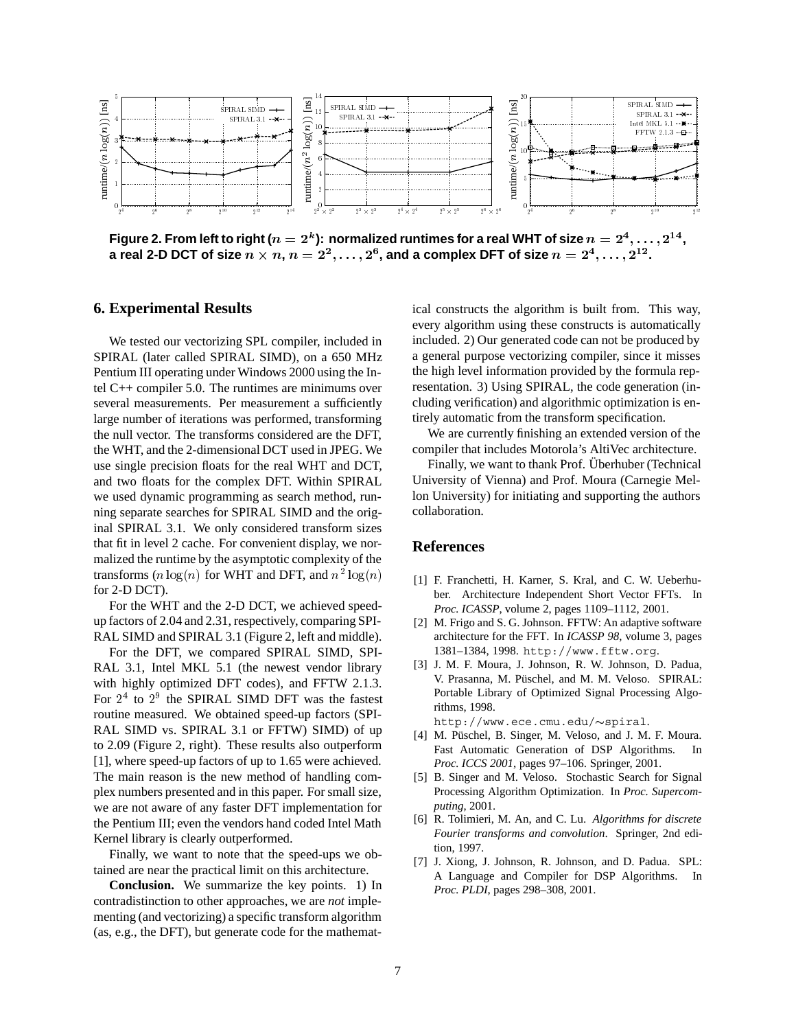runtime/($n\log(n)$) [ns]

SPIRAL SIMD
SPIRAL 3.1

$2^4$ $2^6$ $2^8$ $2^{10}$ $2^{12}$ $2^{14}$

runtime/($n^2\log(n)$) [ns]

SPIRAL SIMD
SPIRAL 3.1

$2^2\times2^2$ $2^3\times2^3$ $2^4\times2^4$ $2^5\times2^5$ $2^6\times2^6$

runtime/($n\log(n)$) [ns]

SPIRAL SIMD
SPIRAL 3.1
Intel MKL 5.1
FFTW 2.1.3

$2^4$ $2^6$ $2^8$ $2^{10}$ $2^{12}$

**Figure 2. From left to right ($n = 2^k$): normalized runtimes for a real WHT of size $n = 2^4, \ldots, 2^{14}$, a real 2-D DCT of size $n \times n$, $n = 2^2, \ldots, 2^6$, and a complex DFT of size $n = 2^4, \ldots, 2^{12}$.**

## 6. Experimental Results

We tested our vectorizing SPL compiler, included in SPIRAL (later called SPIRAL SIMD), on a 650 MHz Pentium III operating under Windows 2000 using the Intel C++ compiler 5.0. The runtimes are minimums over several measurements. Per measurement a sufficiently large number of iterations was performed, transforming the null vector. The transforms considered are the DFT, the WHT, and the 2-dimensional DCT used in JPEG. We use single precision floats for the real WHT and DCT, and two floats for the complex DFT. Within SPIRAL we used dynamic programming as search method, running separate searches for SPIRAL SIMD and the original SPIRAL 3.1. We only considered transform sizes that fit in level 2 cache. For convenient display, we normalized the runtime by the asymptotic complexity of the transforms ($n\log(n)$ for WHT and DFT, and $n^2\log(n)$ for 2-D DCT).

For the WHT and the 2-D DCT, we achieved speed-up factors of 2.04 and 2.31, respectively, comparing SPIRAL SIMD and SPIRAL 3.1 (Figure 2, left and middle).

For the DFT, we compared SPIRAL SIMD, SPIRAL 3.1, Intel MKL 5.1 (the newest vendor library with highly optimized DFT codes), and FFTW 2.1.3. For $2^4$ to $2^9$ the SPIRAL SIMD DFT was the fastest routine measured. We obtained speed-up factors (SPIRAL SIMD vs. SPIRAL 3.1 or FFTW) SIMD) of up to 2.09 (Figure 2, right). These results also outperform [1], where speed-up factors of up to 1.65 were achieved. The main reason is the new method of handling complex numbers presented and in this paper. For small size, we are not aware of any faster DFT implementation for the Pentium III; even the vendors hand coded Intel Math Kernel library is clearly outperformed.

Finally, we want to note that the speed-ups we obtained are near the practical limit on this architecture.

**Conclusion.** We summarize the key points. 1) In contradistinction to other approaches, we are *not* implementing (and vectorizing) a specific transform algorithm (as, e.g., the DFT), but generate code for the mathematical constructs the algorithm is built from. This way, every algorithm using these constructs is automatically included. 2) Our generated code can not be produced by a general purpose vectorizing compiler, since it misses the high level information provided by the formula representation. 3) Using SPIRAL, the code generation (including verification) and algorithmic optimization is entirely automatic from the transform specification.

We are currently finishing an extended version of the compiler that includes Motorola's AltiVec architecture.

Finally, we want to thank Prof. Überhuber (Technical University of Vienna) and Prof. Moura (Carnegie Mellon University) for initiating and supporting the authors collaboration.

## References

[1] F. Franchetti, H. Karner, S. Kral, and C. W. Ueberhuber. Architecture Independent Short Vector FFTs. In *Proc. ICASSP*, volume 2, pages 1109–1112, 2001.

[2] M. Frigo and S. G. Johnson. FFTW: An adaptive software architecture for the FFT. In *ICASSP 98*, volume 3, pages 1381–1384, 1998. http://www.fftw.org.

[3] J. M. F. Moura, J. Johnson, R. W. Johnson, D. Padua, V. Prasanna, M. Püschel, and M. M. Veloso. SPIRAL: Portable Library of Optimized Signal Processing Algorithms, 1998. http://www.ece.cmu.edu/∼spiral.

[4] M. Püschel, B. Singer, M. Veloso, and J. M. F. Moura. Fast Automatic Generation of DSP Algorithms. In *Proc. ICCS 2001*, pages 97–106. Springer, 2001.

[5] B. Singer and M. Veloso. Stochastic Search for Signal Processing Algorithm Optimization. In *Proc. Supercomputing*, 2001.

[6] R. Tolimieri, M. An, and C. Lu. *Algorithms for discrete Fourier transforms and convolution*. Springer, 2nd edition, 1997.

[7] J. Xiong, J. Johnson, R. Johnson, and D. Padua. SPL: A Language and Compiler for DSP Algorithms. In *Proc. PLDI*, pages 298–308, 2001.